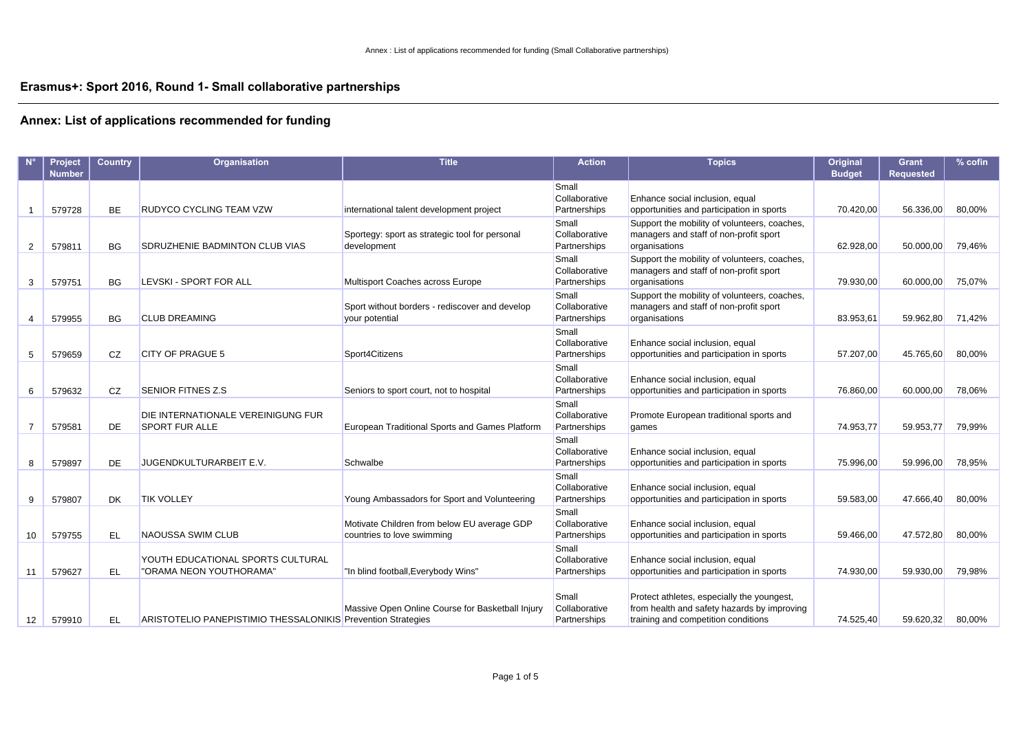# Erasmus+: Sport 2016, Round 1- Small collaborative partnerships

## Annex: List of applications recommended for funding

| N° | Project Number | Country | Organisation | Title | Action | Topics | Original Budget | Grant Requested | % cofin |
|---|---|---|---|---|---|---|---|---|---|
| 1 | 579728 | BE | RUDYCO CYCLING TEAM VZW | international talent development project | Small Collaborative Partnerships | Enhance social inclusion, equal opportunities and participation in sports | 70.420,00 | 56.336,00 | 80,00% |
| 2 | 579811 | BG | SDRUZHENIE BADMINTON CLUB VIAS | Sportegy: sport as strategic tool for personal development | Small Collaborative Partnerships | Support the mobility of volunteers, coaches, managers and staff of non-profit sport organisations | 62.928,00 | 50.000,00 | 79,46% |
| 3 | 579751 | BG | LEVSKI - SPORT FOR ALL | Multisport Coaches across Europe | Small Collaborative Partnerships | Support the mobility of volunteers, coaches, managers and staff of non-profit sport organisations | 79.930,00 | 60.000,00 | 75,07% |
| 4 | 579955 | BG | CLUB DREAMING | Sport without borders - rediscover and develop your potential | Small Collaborative Partnerships | Support the mobility of volunteers, coaches, managers and staff of non-profit sport organisations | 83.953,61 | 59.962,80 | 71,42% |
| 5 | 579659 | CZ | CITY OF PRAGUE 5 | Sport4Citizens | Small Collaborative Partnerships | Enhance social inclusion, equal opportunities and participation in sports | 57.207,00 | 45.765,60 | 80,00% |
| 6 | 579632 | CZ | SENIOR FITNES Z.S | Seniors to sport court, not to hospital | Small Collaborative Partnerships | Enhance social inclusion, equal opportunities and participation in sports | 76.860,00 | 60.000,00 | 78,06% |
| 7 | 579581 | DE | DIE INTERNATIONALE VEREINIGUNG FUR SPORT FUR ALLE | European Traditional Sports and Games Platform | Small Collaborative Partnerships | Promote European traditional sports and games | 74.953,77 | 59.953,77 | 79,99% |
| 8 | 579897 | DE | JUGENDKULTURARBEIT E.V. | Schwalbe | Small Collaborative Partnerships | Enhance social inclusion, equal opportunities and participation in sports | 75.996,00 | 59.996,00 | 78,95% |
| 9 | 579807 | DK | TIK VOLLEY | Young Ambassadors for Sport and Volunteering | Small Collaborative Partnerships | Enhance social inclusion, equal opportunities and participation in sports | 59.583,00 | 47.666,40 | 80,00% |
| 10 | 579755 | EL | NAOUSSA SWIM CLUB | Motivate Children from below EU average GDP countries to love swimming | Small Collaborative Partnerships | Enhance social inclusion, equal opportunities and participation in sports | 59.466,00 | 47.572,80 | 80,00% |
| 11 | 579627 | EL | YOUTH EDUCATIONAL SPORTS CULTURAL "ORAMA NEON YOUTHORAMA" | "In blind football,Everybody Wins" | Small Collaborative Partnerships | Enhance social inclusion, equal opportunities and participation in sports | 74.930,00 | 59.930,00 | 79,98% |
| 12 | 579910 | EL | ARISTOTELIO PANEPISTIMIO THESSALONIKIS | Massive Open Online Course for Basketball Injury Prevention Strategies | Small Collaborative Partnerships | Protect athletes, especially the youngest, from health and safety hazards by improving training and competition conditions | 74.525,40 | 59.620,32 | 80,00% |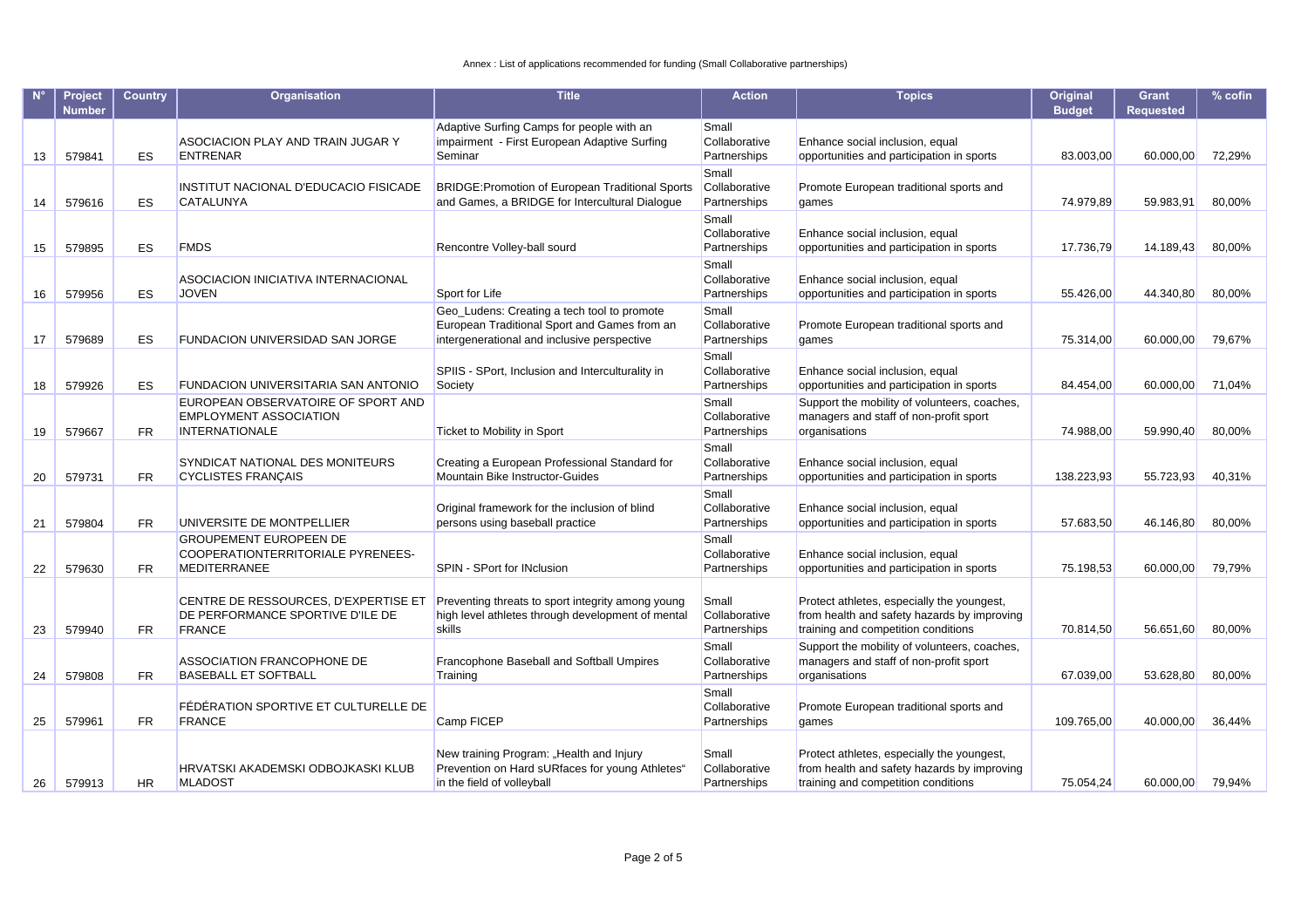Annex : List of applications recommended for funding (Small Collaborative partnerships)

| N° | Project Number | Country | Organisation | Title | Action | Topics | Original Budget | Grant Requested | % cofin |
|---|---|---|---|---|---|---|---|---|---|
| 13 | 579841 | ES | ASOCIACION PLAY AND TRAIN JUGAR Y ENTRENAR | Adaptive Surfing Camps for people with an impairment - First European Adaptive Surfing Seminar | Small Collaborative Partnerships | Enhance social inclusion, equal opportunities and participation in sports | 83.003,00 | 60.000,00 | 72,29% |
| 14 | 579616 | ES | INSTITUT NACIONAL D'EDUCACIO FISICADE CATALUNYA | BRIDGE:Promotion of European Traditional Sports and Games, a BRIDGE for Intercultural Dialogue | Small Collaborative Partnerships | Promote European traditional sports and games | 74.979,89 | 59.983,91 | 80,00% |
| 15 | 579895 | ES | FMDS | Rencontre Volley-ball sourd | Small Collaborative Partnerships | Enhance social inclusion, equal opportunities and participation in sports | 17.736,79 | 14.189,43 | 80,00% |
| 16 | 579956 | ES | ASOCIACION INICIATIVA INTERNACIONAL JOVEN | Sport for Life | Small Collaborative Partnerships | Enhance social inclusion, equal opportunities and participation in sports | 55.426,00 | 44.340,80 | 80,00% |
| 17 | 579689 | ES | FUNDACION UNIVERSIDAD SAN JORGE | Geo_Ludens: Creating a tech tool to promote European Traditional Sport and Games from an intergenerational and inclusive perspective | Small Collaborative Partnerships | Promote European traditional sports and games | 75.314,00 | 60.000,00 | 79,67% |
| 18 | 579926 | ES | FUNDACION UNIVERSITARIA SAN ANTONIO | SPIIS - SPort, Inclusion and Interculturality in Society | Small Collaborative Partnerships | Enhance social inclusion, equal opportunities and participation in sports | 84.454,00 | 60.000,00 | 71,04% |
| 19 | 579667 | FR | EUROPEAN OBSERVATOIRE OF SPORT AND EMPLOYMENT ASSOCIATION INTERNATIONALE | Ticket to Mobility in Sport | Small Collaborative Partnerships | Support the mobility of volunteers, coaches, managers and staff of non-profit sport organisations | 74.988,00 | 59.990,40 | 80,00% |
| 20 | 579731 | FR | SYNDICAT NATIONAL DES MONITEURS CYCLISTES FRANÇAIS | Creating a European Professional Standard for Mountain Bike Instructor-Guides | Small Collaborative Partnerships | Enhance social inclusion, equal opportunities and participation in sports | 138.223,93 | 55.723,93 | 40,31% |
| 21 | 579804 | FR | UNIVERSITE DE MONTPELLIER | Original framework for the inclusion of blind persons using baseball practice | Small Collaborative Partnerships | Enhance social inclusion, equal opportunities and participation in sports | 57.683,50 | 46.146,80 | 80,00% |
| 22 | 579630 | FR | GROUPEMENT EUROPEEN DE COOPERATIONTERRITORIALE PYRENEES-MEDITERRANEE | SPIN - SPort for INclusion | Small Collaborative Partnerships | Enhance social inclusion, equal opportunities and participation in sports | 75.198,53 | 60.000,00 | 79,79% |
| 23 | 579940 | FR | CENTRE DE RESSOURCES, D'EXPERTISE ET DE PERFORMANCE SPORTIVE D'ILE DE FRANCE | Preventing threats to sport integrity among young high level athletes through development of mental skills | Small Collaborative Partnerships | Protect athletes, especially the youngest, from health and safety hazards by improving training and competition conditions | 70.814,50 | 56.651,60 | 80,00% |
| 24 | 579808 | FR | ASSOCIATION FRANCOPHONE DE BASEBALL ET SOFTBALL | Francophone Baseball and Softball Umpires Training | Small Collaborative Partnerships | Support the mobility of volunteers, coaches, managers and staff of non-profit sport organisations | 67.039,00 | 53.628,80 | 80,00% |
| 25 | 579961 | FR | FÉDÉRATION SPORTIVE ET CULTURELLE DE FRANCE | Camp FICEP | Small Collaborative Partnerships | Promote European traditional sports and games | 109.765,00 | 40.000,00 | 36,44% |
| 26 | 579913 | HR | HRVATSKI AKADEMSKI ODBOJKASKI KLUB MLADOST | New training Program: „Health and Injury Prevention on Hard sURfaces for young Athletes" in the field of volleyball | Small Collaborative Partnerships | Protect athletes, especially the youngest, from health and safety hazards by improving training and competition conditions | 75.054,24 | 60.000,00 | 79,94% |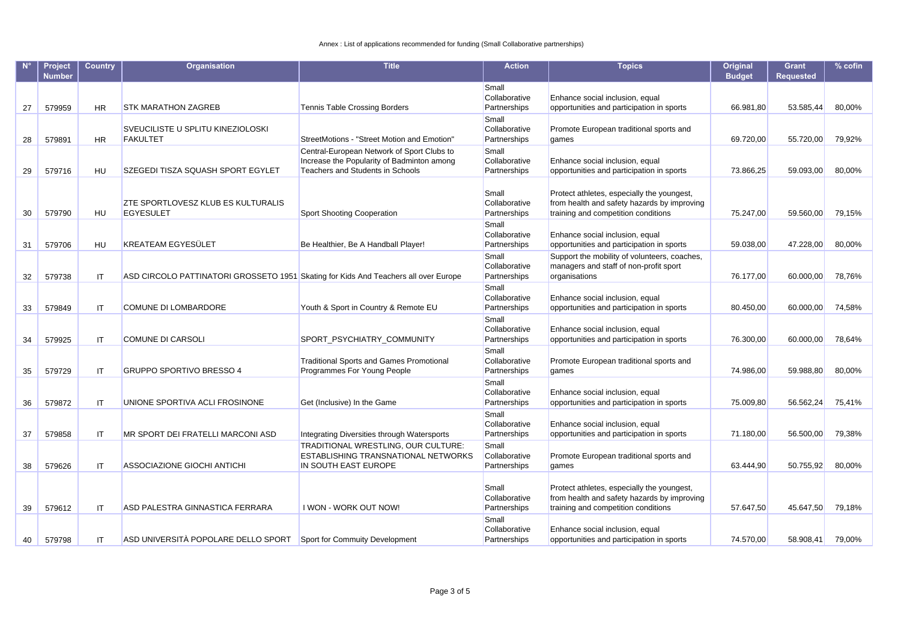Annex : List of applications recommended for funding (Small Collaborative partnerships)

| N° | Project Number | Country | Organisation | Title | Action | Topics | Original Budget | Grant Requested | % cofin |
|---|---|---|---|---|---|---|---|---|---|
| 27 | 579959 | HR | STK MARATHON ZAGREB | Tennis Table Crossing Borders | Small Collaborative Partnerships | Enhance social inclusion, equal opportunities and participation in sports | 66.981,80 | 53.585,44 | 80,00% |
| 28 | 579891 | HR | SVEUCILISTE U SPLITU KINEZIOLOSKI FAKULTET | StreetMotions - "Street Motion and Emotion" | Small Collaborative Partnerships | Promote European traditional sports and games | 69.720,00 | 55.720,00 | 79,92% |
| 29 | 579716 | HU | SZEGEDI TISZA SQUASH SPORT EGYLET | Central-European Network of Sport Clubs to Increase the Popularity of Badminton among Teachers and Students in Schools | Small Collaborative Partnerships | Enhance social inclusion, equal opportunities and participation in sports | 73.866,25 | 59.093,00 | 80,00% |
| 30 | 579790 | HU | ZTE SPORTLOVESZ KLUB ES KULTURALIS EGYESULET | Sport Shooting Cooperation | Small Collaborative Partnerships | Protect athletes, especially the youngest, from health and safety hazards by improving training and competition conditions | 75.247,00 | 59.560,00 | 79,15% |
| 31 | 579706 | HU | KREATEAM EGYESÜLET | Be Healthier, Be A Handball Player! | Small Collaborative Partnerships | Enhance social inclusion, equal opportunities and participation in sports | 59.038,00 | 47.228,00 | 80,00% |
| 32 | 579738 | IT | ASD CIRCOLO PATTINATORI GROSSETO 1951 | Skating for Kids And Teachers all over Europe | Small Collaborative Partnerships | Support the mobility of volunteers, coaches, managers and staff of non-profit sport organisations | 76.177,00 | 60.000,00 | 78,76% |
| 33 | 579849 | IT | COMUNE DI LOMBARDORE | Youth & Sport in Country & Remote EU | Small Collaborative Partnerships | Enhance social inclusion, equal opportunities and participation in sports | 80.450,00 | 60.000,00 | 74,58% |
| 34 | 579925 | IT | COMUNE DI CARSOLI | SPORT_PSYCHIATRY_COMMUNITY | Small Collaborative Partnerships | Enhance social inclusion, equal opportunities and participation in sports | 76.300,00 | 60.000,00 | 78,64% |
| 35 | 579729 | IT | GRUPPO SPORTIVO BRESSO 4 | Traditional Sports and Games Promotional Programmes For Young People | Small Collaborative Partnerships | Promote European traditional sports and games | 74.986,00 | 59.988,80 | 80,00% |
| 36 | 579872 | IT | UNIONE SPORTIVA ACLI FROSINONE | Get (Inclusive) In the Game | Small Collaborative Partnerships | Enhance social inclusion, equal opportunities and participation in sports | 75.009,80 | 56.562,24 | 75,41% |
| 37 | 579858 | IT | MR SPORT DEI FRATELLI MARCONI ASD | Integrating Diversities through Watersports | Small Collaborative Partnerships | Enhance social inclusion, equal opportunities and participation in sports | 71.180,00 | 56.500,00 | 79,38% |
| 38 | 579626 | IT | ASSOCIAZIONE GIOCHI ANTICHI | TRADITIONAL WRESTLING, OUR CULTURE: ESTABLISHING TRANSNATIONAL NETWORKS IN SOUTH EAST EUROPE | Small Collaborative Partnerships | Promote European traditional sports and games | 63.444,90 | 50.755,92 | 80,00% |
| 39 | 579612 | IT | ASD PALESTRA GINNASTICA FERRARA | I WON - WORK OUT NOW! | Small Collaborative Partnerships | Protect athletes, especially the youngest, from health and safety hazards by improving training and competition conditions | 57.647,50 | 45.647,50 | 79,18% |
| 40 | 579798 | IT | ASD UNIVERSITÀ POPOLARE DELLO SPORT | Sport for Commuity Development | Small Collaborative Partnerships | Enhance social inclusion, equal opportunities and participation in sports | 74.570,00 | 58.908,41 | 79,00% |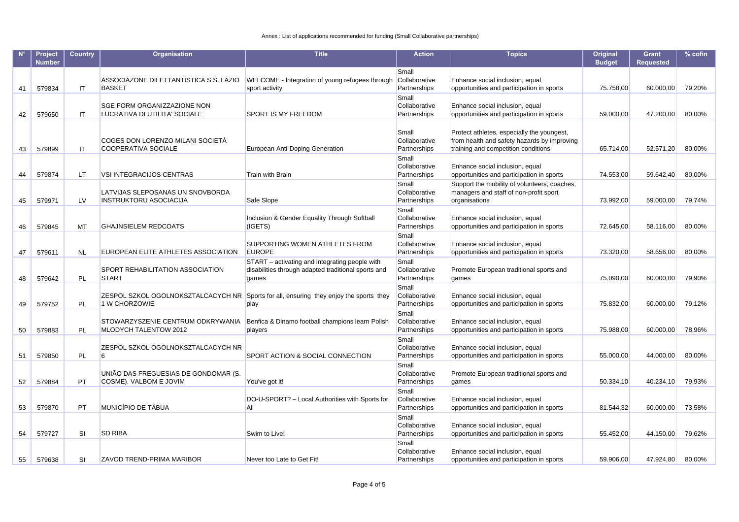Annex : List of applications recommended for funding (Small Collaborative partnerships)

| N° | Project Number | Country | Organisation | Title | Action | Topics | Original Budget | Grant Requested | % cofin |
|---|---|---|---|---|---|---|---|---|---|
| 41 | 579834 | IT | ASSOCIAZONE DILETTANTISTICA S.S. LAZIO BASKET | WELCOME - Integration of young refugees through sport activity | Small Collaborative Partnerships | Enhance social inclusion, equal opportunities and participation in sports | 75.758,00 | 60.000,00 | 79,20% |
| 42 | 579650 | IT | SGE FORM ORGANIZZAZIONE NON LUCRATIVA DI UTILITA' SOCIALE | SPORT IS MY FREEDOM | Small Collaborative Partnerships | Enhance social inclusion, equal opportunities and participation in sports | 59.000,00 | 47.200,00 | 80,00% |
| 43 | 579899 | IT | COGES DON LORENZO MILANI SOCIETÀ COOPERATIVA SOCIALE | European Anti-Doping Generation | Small Collaborative Partnerships | Protect athletes, especially the youngest, from health and safety hazards by improving training and competition conditions | 65.714,00 | 52.571,20 | 80,00% |
| 44 | 579874 | LT | VSI INTEGRACIJOS CENTRAS | Train with Brain | Small Collaborative Partnerships | Enhance social inclusion, equal opportunities and participation in sports | 74.553,00 | 59.642,40 | 80,00% |
| 45 | 579971 | LV | LATVIJAS SLEPOSANAS UN SNOVBORDA INSTRUKTORU ASOCIACIJA | Safe Slope | Small Collaborative Partnerships | Support the mobility of volunteers, coaches, managers and staff of non-profit sport organisations | 73.992,00 | 59.000,00 | 79,74% |
| 46 | 579845 | MT | GHAJNSIELEM REDCOATS | Inclusion & Gender Equality Through Softball (IGETS) | Small Collaborative Partnerships | Enhance social inclusion, equal opportunities and participation in sports | 72.645,00 | 58.116,00 | 80,00% |
| 47 | 579611 | NL | EUROPEAN ELITE ATHLETES ASSOCIATION | SUPPORTING WOMEN ATHLETES FROM EUROPE | Small Collaborative Partnerships | Enhance social inclusion, equal opportunities and participation in sports | 73.320,00 | 58.656,00 | 80,00% |
| 48 | 579642 | PL | SPORT REHABILITATION ASSOCIATION START | START – activating and integrating people with disabilities through adapted traditional sports and games | Small Collaborative Partnerships | Promote European traditional sports and games | 75.090,00 | 60.000,00 | 79,90% |
| 49 | 579752 | PL | ZESPOL SZKOL OGOLNOKSZTALCACYCH NR 1 W CHORZOWIE | Sports for all, ensuring they enjoy the sports they play | Small Collaborative Partnerships | Enhance social inclusion, equal opportunities and participation in sports | 75.832,00 | 60.000,00 | 79,12% |
| 50 | 579883 | PL | STOWARZYSZENIE CENTRUM ODKRYWANIA MLODYCH TALENTOW 2012 | Benfica & Dinamo football champions learn Polish players | Small Collaborative Partnerships | Enhance social inclusion, equal opportunities and participation in sports | 75.988,00 | 60.000,00 | 78,96% |
| 51 | 579850 | PL | ZESPOL SZKOL OGOLNOKSZTALCACYCH NR 6 | SPORT ACTION & SOCIAL CONNECTION | Small Collaborative Partnerships | Enhance social inclusion, equal opportunities and participation in sports | 55.000,00 | 44.000,00 | 80,00% |
| 52 | 579884 | PT | UNIÃO DAS FREGUESIAS DE GONDOMAR (S. COSME), VALBOM E JOVIM | You've got it! | Small Collaborative Partnerships | Promote European traditional sports and games | 50.334,10 | 40.234,10 | 79,93% |
| 53 | 579870 | PT | MUNICÍPIO DE TÁBUA | DO-U-SPORT? – Local Authorities with Sports for All | Small Collaborative Partnerships | Enhance social inclusion, equal opportunities and participation in sports | 81.544,32 | 60.000,00 | 73,58% |
| 54 | 579727 | SI | SD RIBA | Swim to Live! | Small Collaborative Partnerships | Enhance social inclusion, equal opportunities and participation in sports | 55.452,00 | 44.150,00 | 79,62% |
| 55 | 579638 | SI | ZAVOD TREND-PRIMA MARIBOR | Never too Late to Get Fit! | Small Collaborative Partnerships | Enhance social inclusion, equal opportunities and participation in sports | 59.906,00 | 47.924,80 | 80,00% |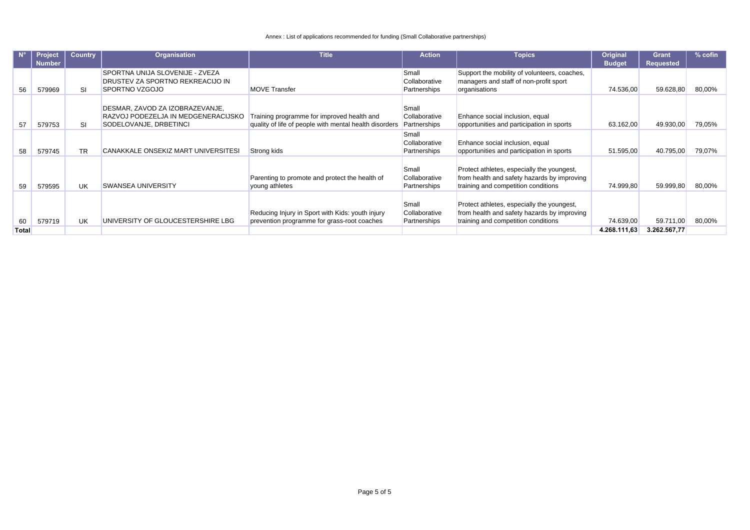Annex : List of applications recommended for funding (Small Collaborative partnerships)

| N° | Project Number | Country | Organisation | Title | Action | Topics | Original Budget | Grant Requested | % cofin |
|---|---|---|---|---|---|---|---|---|---|
| 56 | 579969 | SI | SPORTNA UNIJA SLOVENIJE - ZVEZA DRUSTEV ZA SPORTNO REKREACIJO IN SPORTNO VZGOJO | MOVE Transfer | Small Collaborative Partnerships | Support the mobility of volunteers, coaches, managers and staff of non-profit sport organisations | 74.536,00 | 59.628,80 | 80,00% |
| 57 | 579753 | SI | DESMAR, ZAVOD ZA IZOBRAZEVANJE, RAZVOJ PODEZELJA IN MEDGENERACIJSKO SODELOVANJE, DRBETINCI | Training programme for improved health and quality of life of people with mental health disorders | Small Collaborative Partnerships | Enhance social inclusion, equal opportunities and participation in sports | 63.162,00 | 49.930,00 | 79,05% |
| 58 | 579745 | TR | CANAKKALE ONSEKIZ MART UNIVERSITESI | Strong kids | Small Collaborative Partnerships | Enhance social inclusion, equal opportunities and participation in sports | 51.595,00 | 40.795,00 | 79,07% |
| 59 | 579595 | UK | SWANSEA UNIVERSITY | Parenting to promote and protect the health of young athletes | Small Collaborative Partnerships | Protect athletes, especially the youngest, from health and safety hazards by improving training and competition conditions | 74.999,80 | 59.999,80 | 80,00% |
| 60 | 579719 | UK | UNIVERSITY OF GLOUCESTERSHIRE LBG | Reducing Injury in Sport with Kids: youth injury prevention programme for grass-root coaches | Small Collaborative Partnerships | Protect athletes, especially the youngest, from health and safety hazards by improving training and competition conditions | 74.639,00 | 59.711,00 | 80,00% |
| **Total** | | | | | | | **4.268.111,63** | **3.262.567,77** | |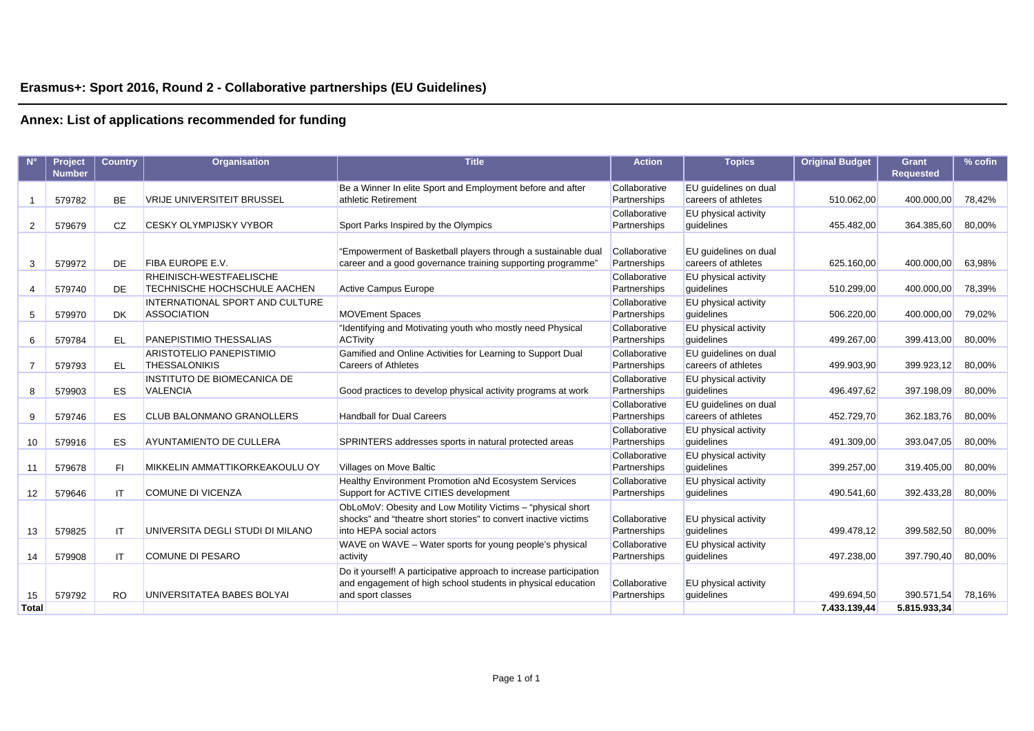# Erasmus+: Sport 2016, Round 2 - Collaborative partnerships (EU Guidelines)

## Annex: List of applications recommended for funding

| N° | Project Number | Country | Organisation | Title | Action | Topics | Original Budget | Grant Requested | % cofin |
|---|---|---|---|---|---|---|---|---|---|
| 1 | 579782 | BE | VRIJE UNIVERSITEIT BRUSSEL | Be a Winner In elite Sport and Employment before and after athletic Retirement | Collaborative Partnerships | EU guidelines on dual careers of athletes | 510.062,00 | 400.000,00 | 78,42% |
| 2 | 579679 | CZ | CESKY OLYMPIJSKY VYBOR | Sport Parks Inspired by the Olympics | Collaborative Partnerships | EU physical activity guidelines | 455.482,00 | 364.385,60 | 80,00% |
| 3 | 579972 | DE | FIBA EUROPE E.V. | "Empowerment of Basketball players through a sustainable dual career and a good governance training supporting programme" | Collaborative Partnerships | EU guidelines on dual careers of athletes | 625.160,00 | 400.000,00 | 63,98% |
| 4 | 579740 | DE | RHEINISCH-WESTFAELISCHE TECHNISCHE HOCHSCHULE AACHEN | Active Campus Europe | Collaborative Partnerships | EU physical activity guidelines | 510.299,00 | 400.000,00 | 78,39% |
| 5 | 579970 | DK | INTERNATIONAL SPORT AND CULTURE ASSOCIATION | MOVEment Spaces | Collaborative Partnerships | EU physical activity guidelines | 506.220,00 | 400.000,00 | 79,02% |
| 6 | 579784 | EL | PANEPISTIMIO THESSALIAS | "Identifying and Motivating youth who mostly need Physical ACTivity | Collaborative Partnerships | EU physical activity guidelines | 499.267,00 | 399.413,00 | 80,00% |
| 7 | 579793 | EL | ARISTOTELIO PANEPISTIMIO THESSALONIKIS | Gamified and Online Activities for Learning to Support Dual Careers of Athletes | Collaborative Partnerships | EU guidelines on dual careers of athletes | 499.903,90 | 399.923,12 | 80,00% |
| 8 | 579903 | ES | INSTITUTO DE BIOMECANICA DE VALENCIA | Good practices to develop physical activity programs at work | Collaborative Partnerships | EU physical activity guidelines | 496.497,62 | 397.198,09 | 80,00% |
| 9 | 579746 | ES | CLUB BALONMANO GRANOLLERS | Handball for Dual Careers | Collaborative Partnerships | EU guidelines on dual careers of athletes | 452.729,70 | 362.183,76 | 80,00% |
| 10 | 579916 | ES | AYUNTAMIENTO DE CULLERA | SPRINTERS addresses sports in natural protected areas | Collaborative Partnerships | EU physical activity guidelines | 491.309,00 | 393.047,05 | 80,00% |
| 11 | 579678 | FI | MIKKELIN AMMATTIKORKEAKOULU OY | Villages on Move Baltic | Collaborative Partnerships | EU physical activity guidelines | 399.257,00 | 319.405,00 | 80,00% |
| 12 | 579646 | IT | COMUNE DI VICENZA | Healthy Environment Promotion aNd Ecosystem Services Support for ACTIVE CITIES development | Collaborative Partnerships | EU physical activity guidelines | 490.541,60 | 392.433,28 | 80,00% |
| 13 | 579825 | IT | UNIVERSITA DEGLI STUDI DI MILANO | ObLoMoV: Obesity and Low Motility Victims – "physical short shocks" and "theatre short stories" to convert inactive victims into HEPA social actors | Collaborative Partnerships | EU physical activity guidelines | 499.478,12 | 399.582,50 | 80,00% |
| 14 | 579908 | IT | COMUNE DI PESARO | WAVE on WAVE – Water sports for young people's physical activity | Collaborative Partnerships | EU physical activity guidelines | 497.238,00 | 397.790,40 | 80,00% |
| 15 | 579792 | RO | UNIVERSITATEA BABES BOLYAI | Do it yourself! A participative approach to increase participation and engagement of high school students in physical education and sport classes | Collaborative Partnerships | EU physical activity guidelines | 499.694,50 | 390.571,54 | 78,16% |
| **Total** | | | | | | | **7.433.139,44** | **5.815.933,34** | |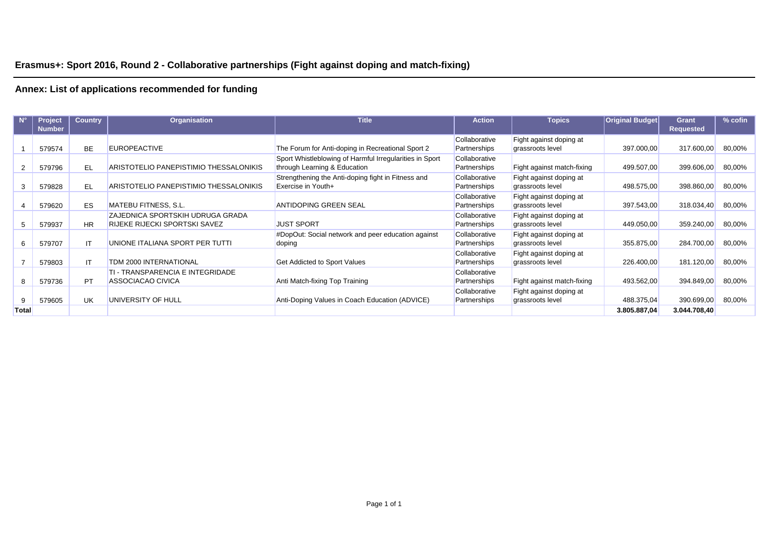## Erasmus+: Sport 2016, Round 2 - Collaborative partnerships (Fight against doping and match-fixing)

## Annex: List of applications recommended for funding

| N° | Project Number | Country | Organisation | Title | Action | Topics | Original Budget | Grant Requested | % cofin |
|---|---|---|---|---|---|---|---|---|---|
| 1 | 579574 | BE | EUROPEACTIVE | The Forum for Anti-doping in Recreational Sport 2 | Collaborative Partnerships | Fight against doping at grassroots level | 397.000,00 | 317.600,00 | 80,00% |
| 2 | 579796 | EL | ARISTOTELIO PANEPISTIMIO THESSALONIKIS | Sport Whistleblowing of Harmful Irregularities in Sport through Learning & Education | Collaborative Partnerships | Fight against match-fixing | 499.507,00 | 399.606,00 | 80,00% |
| 3 | 579828 | EL | ARISTOTELIO PANEPISTIMIO THESSALONIKIS | Strengthening the Anti-doping fight in Fitness and Exercise in Youth+ | Collaborative Partnerships | Fight against doping at grassroots level | 498.575,00 | 398.860,00 | 80,00% |
| 4 | 579620 | ES | MATEBU FITNESS, S.L. | ANTIDOPING GREEN SEAL | Collaborative Partnerships | Fight against doping at grassroots level | 397.543,00 | 318.034,40 | 80,00% |
| 5 | 579937 | HR | ZAJEDNICA SPORTSKIH UDRUGA GRADA RIJEKE RIJECKI SPORTSKI SAVEZ | JUST SPORT | Collaborative Partnerships | Fight against doping at grassroots level | 449.050,00 | 359.240,00 | 80,00% |
| 6 | 579707 | IT | UNIONE ITALIANA SPORT PER TUTTI | #DopOut: Social network and peer education against doping | Collaborative Partnerships | Fight against doping at grassroots level | 355.875,00 | 284.700,00 | 80,00% |
| 7 | 579803 | IT | TDM 2000 INTERNATIONAL | Get Addicted to Sport Values | Collaborative Partnerships | Fight against doping at grassroots level | 226.400,00 | 181.120,00 | 80,00% |
| 8 | 579736 | PT | TI - TRANSPARENCIA E INTEGRIDADE ASSOCIACAO CIVICA | Anti Match-fixing Top Training | Collaborative Partnerships | Fight against match-fixing | 493.562,00 | 394.849,00 | 80,00% |
| 9 | 579605 | UK | UNIVERSITY OF HULL | Anti-Doping Values in Coach Education (ADVICE) | Collaborative Partnerships | Fight against doping at grassroots level | 488.375,04 | 390.699,00 | 80,00% |
| **Total** | | | | | | | **3.805.887,04** | **3.044.708,40** | |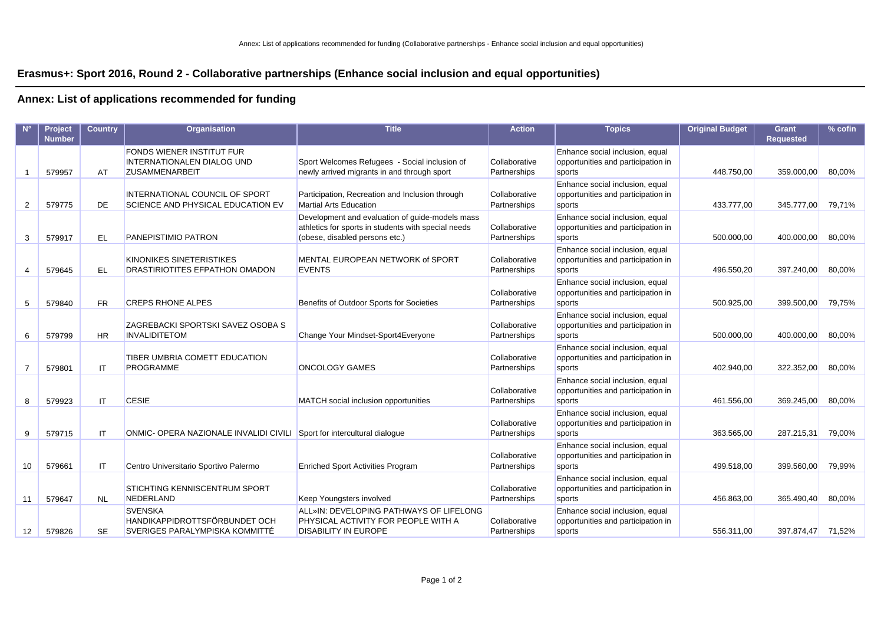# Erasmus+: Sport 2016, Round 2 - Collaborative partnerships (Enhance social inclusion and equal opportunities)

## Annex: List of applications recommended for funding

| N° | Project Number | Country | Organisation | Title | Action | Topics | Original Budget | Grant Requested | % cofin |
|---|---|---|---|---|---|---|---|---|---|
| 1 | 579957 | AT | FONDS WIENER INSTITUT FUR INTERNATIONALEN DIALOG UND ZUSAMMENARBEIT | Sport Welcomes Refugees - Social inclusion of newly arrived migrants in and through sport | Collaborative Partnerships | Enhance social inclusion, equal opportunities and participation in sports | 448.750,00 | 359.000,00 | 80,00% |
| 2 | 579775 | DE | INTERNATIONAL COUNCIL OF SPORT SCIENCE AND PHYSICAL EDUCATION EV | Participation, Recreation and Inclusion through Martial Arts Education | Collaborative Partnerships | Enhance social inclusion, equal opportunities and participation in sports | 433.777,00 | 345.777,00 | 79,71% |
| 3 | 579917 | EL | PANEPISTIMIO PATRON | Development and evaluation of guide-models mass athletics for sports in students with special needs (obese, disabled persons etc.) | Collaborative Partnerships | Enhance social inclusion, equal opportunities and participation in sports | 500.000,00 | 400.000,00 | 80,00% |
| 4 | 579645 | EL | KINONIKES SINETERISTIKES DRASTIRIOTITES EFPATHON OMADON | MENTAL EUROPEAN NETWORK of SPORT EVENTS | Collaborative Partnerships | Enhance social inclusion, equal opportunities and participation in sports | 496.550,20 | 397.240,00 | 80,00% |
| 5 | 579840 | FR | CREPS RHONE ALPES | Benefits of Outdoor Sports for Societies | Collaborative Partnerships | Enhance social inclusion, equal opportunities and participation in sports | 500.925,00 | 399.500,00 | 79,75% |
| 6 | 579799 | HR | ZAGREBACKI SPORTSKI SAVEZ OSOBA S INVALIDITETOM | Change Your Mindset-Sport4Everyone | Collaborative Partnerships | Enhance social inclusion, equal opportunities and participation in sports | 500.000,00 | 400.000,00 | 80,00% |
| 7 | 579801 | IT | TIBER UMBRIA COMETT EDUCATION PROGRAMME | ONCOLOGY GAMES | Collaborative Partnerships | Enhance social inclusion, equal opportunities and participation in sports | 402.940,00 | 322.352,00 | 80,00% |
| 8 | 579923 | IT | CESIE | MATCH social inclusion opportunities | Collaborative Partnerships | Enhance social inclusion, equal opportunities and participation in sports | 461.556,00 | 369.245,00 | 80,00% |
| 9 | 579715 | IT | ONMIC- OPERA NAZIONALE INVALIDI CIVILI | Sport for intercultural dialogue | Collaborative Partnerships | Enhance social inclusion, equal opportunities and participation in sports | 363.565,00 | 287.215,31 | 79,00% |
| 10 | 579661 | IT | Centro Universitario Sportivo Palermo | Enriched Sport Activities Program | Collaborative Partnerships | Enhance social inclusion, equal opportunities and participation in sports | 499.518,00 | 399.560,00 | 79,99% |
| 11 | 579647 | NL | STICHTING KENNISCENTRUM SPORT NEDERLAND | Keep Youngsters involved | Collaborative Partnerships | Enhance social inclusion, equal opportunities and participation in sports | 456.863,00 | 365.490,40 | 80,00% |
| 12 | 579826 | SE | SVENSKA HANDIKAPPIDROTTSFÖRBUNDET OCH SVERIGES PARALYMPISKA KOMMITTÉ | ALL»IN: DEVELOPING PATHWAYS OF LIFELONG PHYSICAL ACTIVITY FOR PEOPLE WITH A DISABILITY IN EUROPE | Collaborative Partnerships | Enhance social inclusion, equal opportunities and participation in sports | 556.311,00 | 397.874,47 | 71,52% |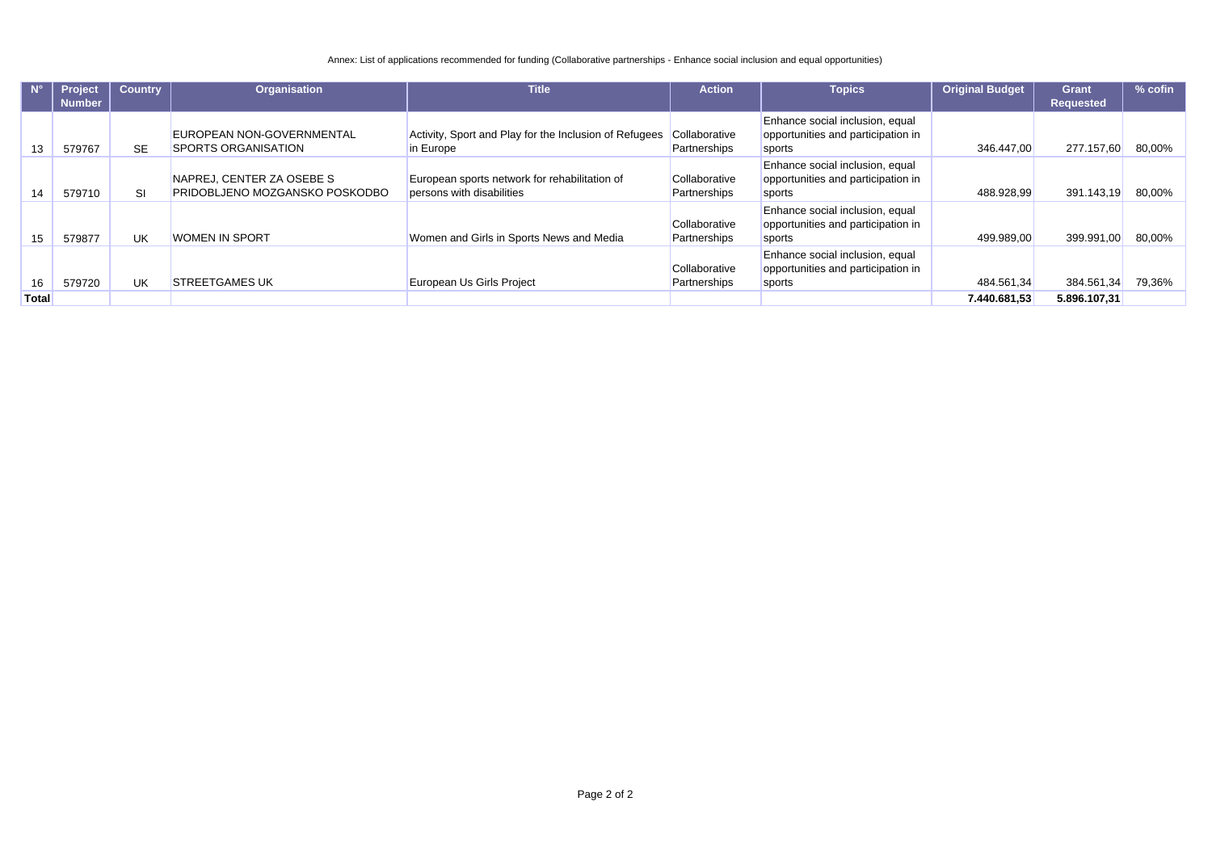Annex: List of applications recommended for funding (Collaborative partnerships - Enhance social inclusion and equal opportunities)

| N° | Project Number | Country | Organisation | Title | Action | Topics | Original Budget | Grant Requested | % cofin |
|---|---|---|---|---|---|---|---|---|---|
| 13 | 579767 | SE | EUROPEAN NON-GOVERNMENTAL SPORTS ORGANISATION | Activity, Sport and Play for the Inclusion of Refugees in Europe | Collaborative Partnerships | Enhance social inclusion, equal opportunities and participation in sports | 346.447,00 | 277.157,60 | 80,00% |
| 14 | 579710 | SI | NAPREJ, CENTER ZA OSEBE S PRIDOBLJENO MOZGANSKO POSKODBO | European sports network for rehabilitation of persons with disabilities | Collaborative Partnerships | Enhance social inclusion, equal opportunities and participation in sports | 488.928,99 | 391.143,19 | 80,00% |
| 15 | 579877 | UK | WOMEN IN SPORT | Women and Girls in Sports News and Media | Collaborative Partnerships | Enhance social inclusion, equal opportunities and participation in sports | 499.989,00 | 399.991,00 | 80,00% |
| 16 | 579720 | UK | STREETGAMES UK | European Us Girls Project | Collaborative Partnerships | Enhance social inclusion, equal opportunities and participation in sports | 484.561,34 | 384.561,34 | 79,36% |
| **Total** | | | | | | | **7.440.681,53** | **5.896.107,31** | |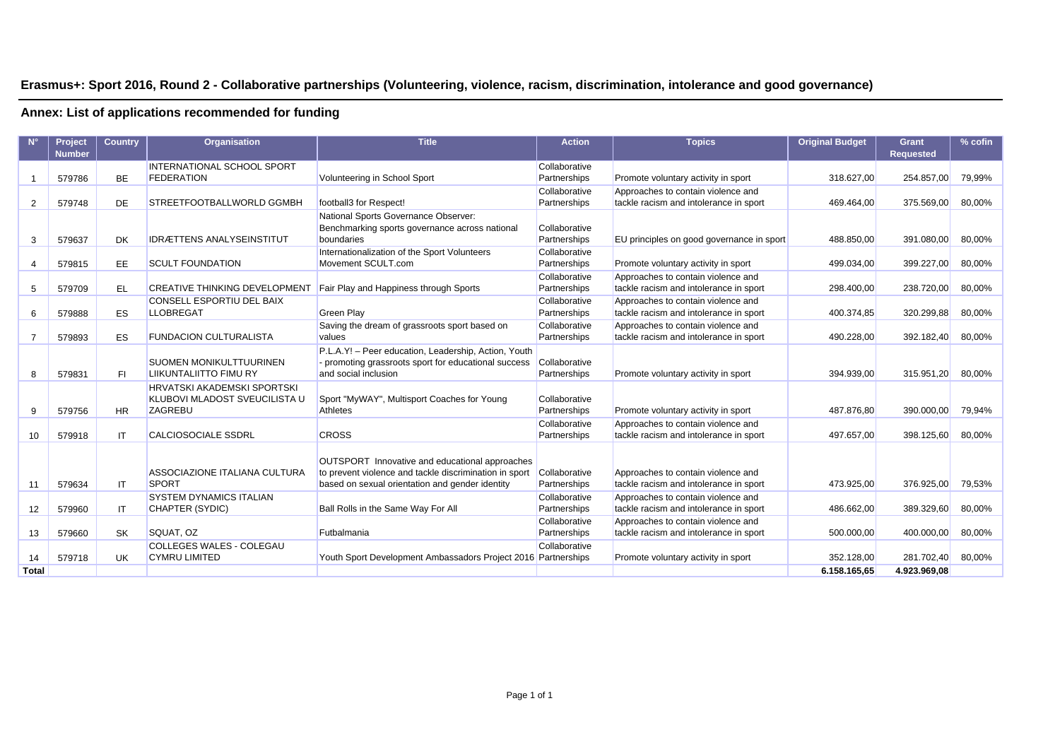# Erasmus+: Sport 2016, Round 2 - Collaborative partnerships (Volunteering, violence, racism, discrimination, intolerance and good governance)

## Annex: List of applications recommended for funding

| N° | Project Number | Country | Organisation | Title | Action | Topics | Original Budget | Grant Requested | % cofin |
|---|---|---|---|---|---|---|---|---|---|
| 1 | 579786 | BE | INTERNATIONAL SCHOOL SPORT FEDERATION | Volunteering in School Sport | Collaborative Partnerships | Promote voluntary activity in sport | 318.627,00 | 254.857,00 | 79,99% |
| 2 | 579748 | DE | STREETFOOTBALLWORLD GGMBH | football3 for Respect! | Collaborative Partnerships | Approaches to contain violence and tackle racism and intolerance in sport | 469.464,00 | 375.569,00 | 80,00% |
| 3 | 579637 | DK | IDRÆTTENS ANALYSEINSTITUT | National Sports Governance Observer: Benchmarking sports governance across national boundaries | Collaborative Partnerships | EU principles on good governance in sport | 488.850,00 | 391.080,00 | 80,00% |
| 4 | 579815 | EE | SCULT FOUNDATION | Internationalization of the Sport Volunteers Movement SCULT.com | Collaborative Partnerships | Promote voluntary activity in sport | 499.034,00 | 399.227,00 | 80,00% |
| 5 | 579709 | EL | CREATIVE THINKING DEVELOPMENT | Fair Play and Happiness through Sports | Collaborative Partnerships | Approaches to contain violence and tackle racism and intolerance in sport | 298.400,00 | 238.720,00 | 80,00% |
| 6 | 579888 | ES | CONSELL ESPORTIU DEL BAIX LLOBREGAT | Green Play | Collaborative Partnerships | Approaches to contain violence and tackle racism and intolerance in sport | 400.374,85 | 320.299,88 | 80,00% |
| 7 | 579893 | ES | FUNDACION CULTURALISTA | Saving the dream of grassroots sport based on values | Collaborative Partnerships | Approaches to contain violence and tackle racism and intolerance in sport | 490.228,00 | 392.182,40 | 80,00% |
| 8 | 579831 | FI | SUOMEN MONIKULTTUURINEN LIIKUNTALIITTO FIMU RY | P.L.A.Y! – Peer education, Leadership, Action, Youth - promoting grassroots sport for educational success and social inclusion | Collaborative Partnerships | Promote voluntary activity in sport | 394.939,00 | 315.951,20 | 80,00% |
| 9 | 579756 | HR | HRVATSKI AKADEMSKI SPORTSKI KLUBOVI MLADOST SVEUCILISTA U ZAGREBU | Sport "MyWAY", Multisport Coaches for Young Athletes | Collaborative Partnerships | Promote voluntary activity in sport | 487.876,80 | 390.000,00 | 79,94% |
| 10 | 579918 | IT | CALCIOSOCIALE SSDRL | CROSS | Collaborative Partnerships | Approaches to contain violence and tackle racism and intolerance in sport | 497.657,00 | 398.125,60 | 80,00% |
| 11 | 579634 | IT | ASSOCIAZIONE ITALIANA CULTURA SPORT | OUTSPORT Innovative and educational approaches to prevent violence and tackle discrimination in sport based on sexual orientation and gender identity | Collaborative Partnerships | Approaches to contain violence and tackle racism and intolerance in sport | 473.925,00 | 376.925,00 | 79,53% |
| 12 | 579960 | IT | SYSTEM DYNAMICS ITALIAN CHAPTER (SYDIC) | Ball Rolls in the Same Way For All | Collaborative Partnerships | Approaches to contain violence and tackle racism and intolerance in sport | 486.662,00 | 389.329,60 | 80,00% |
| 13 | 579660 | SK | SQUAT, OZ | Futbalmania | Collaborative Partnerships | Approaches to contain violence and tackle racism and intolerance in sport | 500.000,00 | 400.000,00 | 80,00% |
| 14 | 579718 | UK | COLLEGES WALES - COLEGAU CYMRU LIMITED | Youth Sport Development Ambassadors Project 2016 | Collaborative Partnerships | Promote voluntary activity in sport | 352.128,00 | 281.702,40 | 80,00% |
| **Total** | | | | | | | **6.158.165,65** | **4.923.969,08** | |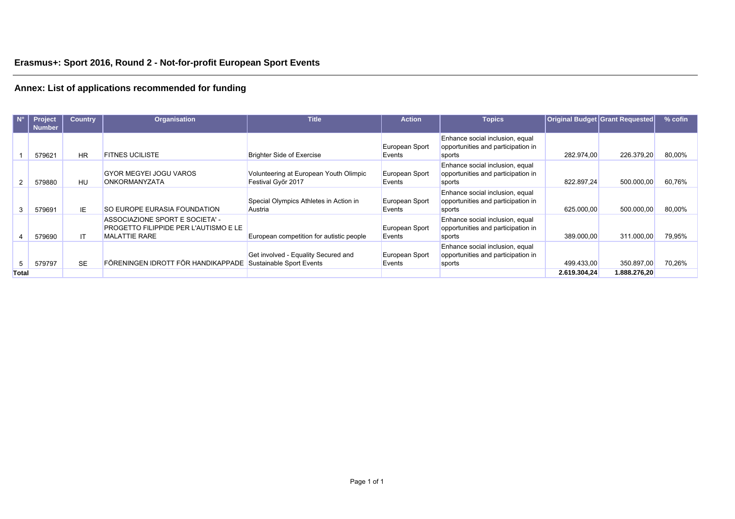## Erasmus+: Sport 2016, Round 2 - Not-for-profit European Sport Events

## Annex: List of applications recommended for funding

| N° | Project Number | Country | Organisation | Title | Action | Topics | Original Budget | Grant Requested | % cofin |
|---|---|---|---|---|---|---|---|---|---|
| 1 | 579621 | HR | FITNES UCILISTE | Brighter Side of Exercise | European Sport Events | Enhance social inclusion, equal opportunities and participation in sports | 282.974,00 | 226.379,20 | 80,00% |
| 2 | 579880 | HU | GYOR MEGYEI JOGU VAROS ONKORMANYZATA | Volunteering at European Youth Olimpic Festival Győr 2017 | European Sport Events | Enhance social inclusion, equal opportunities and participation in sports | 822.897,24 | 500.000,00 | 60,76% |
| 3 | 579691 | IE | SO EUROPE EURASIA FOUNDATION | Special Olympics Athletes in Action in Austria | European Sport Events | Enhance social inclusion, equal opportunities and participation in sports | 625.000,00 | 500.000,00 | 80,00% |
| 4 | 579690 | IT | ASSOCIAZIONE SPORT E SOCIETA' - PROGETTO FILIPPIDE PER L'AUTISMO E LE MALATTIE RARE | European competition for autistic people | European Sport Events | Enhance social inclusion, equal opportunities and participation in sports | 389.000,00 | 311.000,00 | 79,95% |
| 5 | 579797 | SE | FÖRENINGEN IDROTT FÖR HANDIKAPPADE | Get involved - Equality Secured and Sustainable Sport Events | European Sport Events | Enhance social inclusion, equal opportunities and participation in sports | 499.433,00 | 350.897,00 | 70,26% |
| **Total** | | | | | | | **2.619.304,24** | **1.888.276,20** | |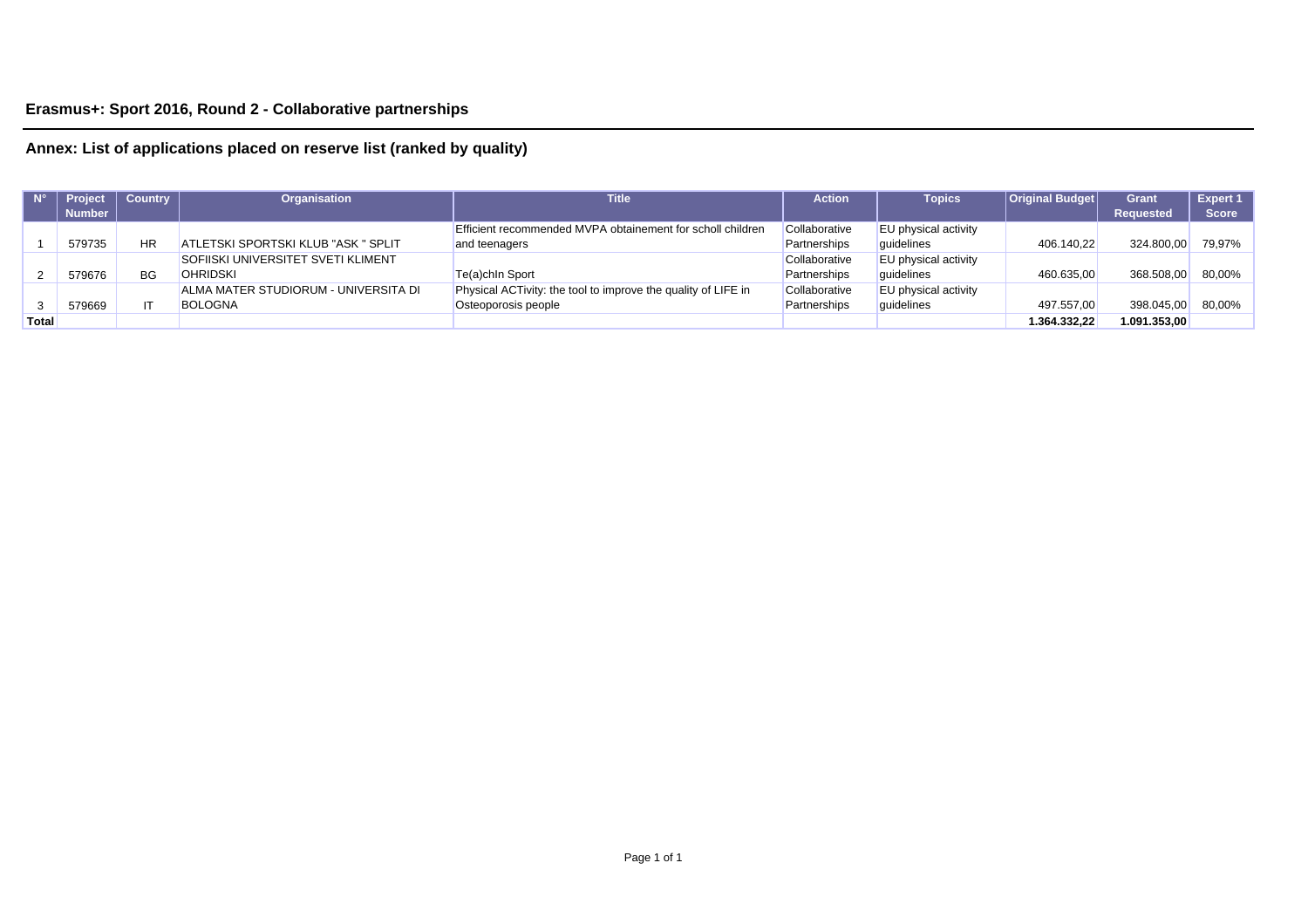## Erasmus+: Sport 2016, Round 2 - Collaborative partnerships

## Annex: List of applications placed on reserve list (ranked by quality)

| N° | Project Number | Country | Organisation | Title | Action | Topics | Original Budget | Grant Requested | Expert 1 Score |
|---|---|---|---|---|---|---|---|---|---|
| 1 | 579735 | HR | ATLETSKI SPORTSKI KLUB "ASK " SPLIT | Efficient recommended MVPA obtainement for scholl children and teenagers | Collaborative Partnerships | EU physical activity guidelines | 406.140,22 | 324.800,00 | 79,97% |
| 2 | 579676 | BG | SOFIISKI UNIVERSITET SVETI KLIMENT OHRIDSKI | Te(a)chIn Sport | Collaborative Partnerships | EU physical activity guidelines | 460.635,00 | 368.508,00 | 80,00% |
| 3 | 579669 | IT | ALMA MATER STUDIORUM - UNIVERSITA DI BOLOGNA | Physical ACTivity: the tool to improve the quality of LIFE in Osteoporosis people | Collaborative Partnerships | EU physical activity guidelines | 497.557,00 | 398.045,00 | 80,00% |
| **Total** | | | | | | | **1.364.332,22** | **1.091.353,00** | |